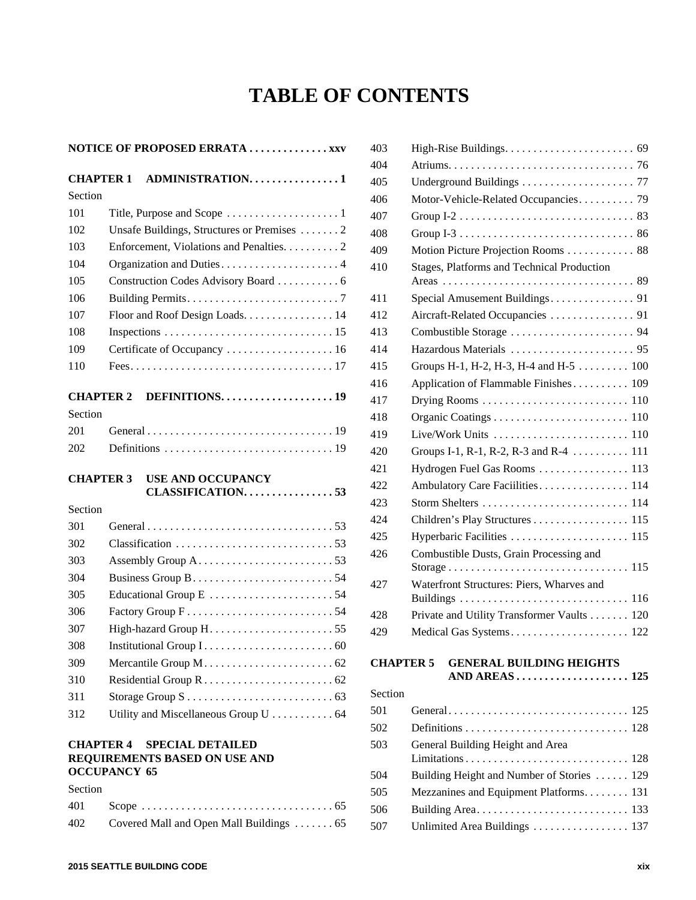# TABLE OF CONTENTS

**NOTICE OF PROPOSED ERRATA . . . . . . . . . . . . . . xxv**

**CHAPTER 1 ADMINISTRATION. . . . . . . . . . . . . . . . 1**

| Section | | |
|---|---|---|
| 101 | Title, Purpose and Scope | 1 |
| 102 | Unsafe Buildings, Structures or Premises | 2 |
| 103 | Enforcement, Violations and Penalties | 2 |
| 104 | Organization and Duties | 4 |
| 105 | Construction Codes Advisory Board | 6 |
| 106 | Building Permits | 7 |
| 107 | Floor and Roof Design Loads | 14 |
| 108 | Inspections | 15 |
| 109 | Certificate of Occupancy | 16 |
| 110 | Fees | 17 |

**CHAPTER 2 DEFINITIONS. . . . . . . . . . . . . . . . . . . . 19**

| Section | | |
|---|---|---|
| 201 | General | 19 |
| 202 | Definitions | 19 |

**CHAPTER 3 USE AND OCCUPANCY CLASSIFICATION. . . . . . . . . . . . . . . . 53**

| Section | | |
|---|---|---|
| 301 | General | 53 |
| 302 | Classification | 53 |
| 303 | Assembly Group A | 53 |
| 304 | Business Group B | 54 |
| 305 | Educational Group E | 54 |
| 306 | Factory Group F | 54 |
| 307 | High-hazard Group H | 55 |
| 308 | Institutional Group I | 60 |
| 309 | Mercantile Group M | 62 |
| 310 | Residential Group R | 62 |
| 311 | Storage Group S | 63 |
| 312 | Utility and Miscellaneous Group U | 64 |

**CHAPTER 4 SPECIAL DETAILED REQUIREMENTS BASED ON USE AND OCCUPANCY 65**

| Section | | |
|---|---|---|
| 401 | Scope | 65 |
| 402 | Covered Mall and Open Mall Buildings | 65 |
| 403 | High-Rise Buildings | 69 |
| 404 | Atriums | 76 |
| 405 | Underground Buildings | 77 |
| 406 | Motor-Vehicle-Related Occupancies | 79 |
| 407 | Group I-2 | 83 |
| 408 | Group I-3 | 86 |
| 409 | Motion Picture Projection Rooms | 88 |
| 410 | Stages, Platforms and Technical Production Areas | 89 |
| 411 | Special Amusement Buildings | 91 |
| 412 | Aircraft-Related Occupancies | 91 |
| 413 | Combustible Storage | 94 |
| 414 | Hazardous Materials | 95 |
| 415 | Groups H-1, H-2, H-3, H-4 and H-5 | 100 |
| 416 | Application of Flammable Finishes | 109 |
| 417 | Drying Rooms | 110 |
| 418 | Organic Coatings | 110 |
| 419 | Live/Work Units | 110 |
| 420 | Groups I-1, R-1, R-2, R-3 and R-4 | 111 |
| 421 | Hydrogen Fuel Gas Rooms | 113 |
| 422 | Ambulatory Care Faciilities | 114 |
| 423 | Storm Shelters | 114 |
| 424 | Children's Play Structures | 115 |
| 425 | Hyperbaric Facilities | 115 |
| 426 | Combustible Dusts, Grain Processing and Storage | 115 |
| 427 | Waterfront Structures: Piers, Wharves and Buildings | 116 |
| 428 | Private and Utility Transformer Vaults | 120 |
| 429 | Medical Gas Systems | 122 |

**CHAPTER 5 GENERAL BUILDING HEIGHTS AND AREAS . . . . . . . . . . . . . . . . . . . . 125**

| Section | | |
|---|---|---|
| 501 | General | 125 |
| 502 | Definitions | 128 |
| 503 | General Building Height and Area Limitations | 128 |
| 504 | Building Height and Number of Stories | 129 |
| 505 | Mezzanines and Equipment Platforms | 131 |
| 506 | Building Area | 133 |
| 507 | Unlimited Area Buildings | 137 |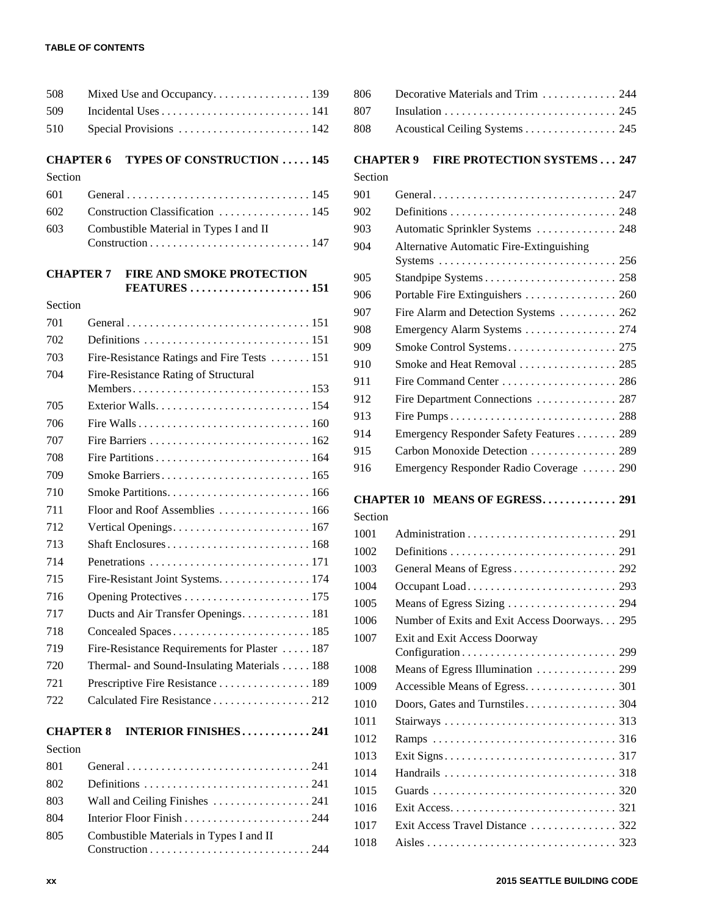| | | |
|---|---|---|
| 508 | Mixed Use and Occupancy | 139 |
| 509 | Incidental Uses | 141 |
| 510 | Special Provisions | 142 |

## CHAPTER 6 TYPES OF CONSTRUCTION ..... 145

| Section | | |
|---|---|---|
| 601 | General | 145 |
| 602 | Construction Classification | 145 |
| 603 | Combustible Material in Types I and II Construction | 147 |

## CHAPTER 7 FIRE AND SMOKE PROTECTION FEATURES ..... 151

| Section | | |
|---|---|---|
| 701 | General | 151 |
| 702 | Definitions | 151 |
| 703 | Fire-Resistance Ratings and Fire Tests | 151 |
| 704 | Fire-Resistance Rating of Structural Members | 153 |
| 705 | Exterior Walls | 154 |
| 706 | Fire Walls | 160 |
| 707 | Fire Barriers | 162 |
| 708 | Fire Partitions | 164 |
| 709 | Smoke Barriers | 165 |
| 710 | Smoke Partitions | 166 |
| 711 | Floor and Roof Assemblies | 166 |
| 712 | Vertical Openings | 167 |
| 713 | Shaft Enclosures | 168 |
| 714 | Penetrations | 171 |
| 715 | Fire-Resistant Joint Systems | 174 |
| 716 | Opening Protectives | 175 |
| 717 | Ducts and Air Transfer Openings | 181 |
| 718 | Concealed Spaces | 185 |
| 719 | Fire-Resistance Requirements for Plaster | 187 |
| 720 | Thermal- and Sound-Insulating Materials | 188 |
| 721 | Prescriptive Fire Resistance | 189 |
| 722 | Calculated Fire Resistance | 212 |

## CHAPTER 8 INTERIOR FINISHES ..... 241

| Section | | |
|---|---|---|
| 801 | General | 241 |
| 802 | Definitions | 241 |
| 803 | Wall and Ceiling Finishes | 241 |
| 804 | Interior Floor Finish | 244 |
| 805 | Combustible Materials in Types I and II Construction | 244 |
| 806 | Decorative Materials and Trim | 244 |
| 807 | Insulation | 245 |
| 808 | Acoustical Ceiling Systems | 245 |

## CHAPTER 9 FIRE PROTECTION SYSTEMS ... 247

| Section | | |
|---|---|---|
| 901 | General | 247 |
| 902 | Definitions | 248 |
| 903 | Automatic Sprinkler Systems | 248 |
| 904 | Alternative Automatic Fire-Extinguishing Systems | 256 |
| 905 | Standpipe Systems | 258 |
| 906 | Portable Fire Extinguishers | 260 |
| 907 | Fire Alarm and Detection Systems | 262 |
| 908 | Emergency Alarm Systems | 274 |
| 909 | Smoke Control Systems | 275 |
| 910 | Smoke and Heat Removal | 285 |
| 911 | Fire Command Center | 286 |
| 912 | Fire Department Connections | 287 |
| 913 | Fire Pumps | 288 |
| 914 | Emergency Responder Safety Features | 289 |
| 915 | Carbon Monoxide Detection | 289 |
| 916 | Emergency Responder Radio Coverage | 290 |

## CHAPTER 10 MEANS OF EGRESS ..... 291

| Section | | |
|---|---|---|
| 1001 | Administration | 291 |
| 1002 | Definitions | 291 |
| 1003 | General Means of Egress | 292 |
| 1004 | Occupant Load | 293 |
| 1005 | Means of Egress Sizing | 294 |
| 1006 | Number of Exits and Exit Access Doorways | 295 |
| 1007 | Exit and Exit Access Doorway Configuration | 299 |
| 1008 | Means of Egress Illumination | 299 |
| 1009 | Accessible Means of Egress | 301 |
| 1010 | Doors, Gates and Turnstiles | 304 |
| 1011 | Stairways | 313 |
| 1012 | Ramps | 316 |
| 1013 | Exit Signs | 317 |
| 1014 | Handrails | 318 |
| 1015 | Guards | 320 |
| 1016 | Exit Access | 321 |
| 1017 | Exit Access Travel Distance | 322 |
| 1018 | Aisles | 323 |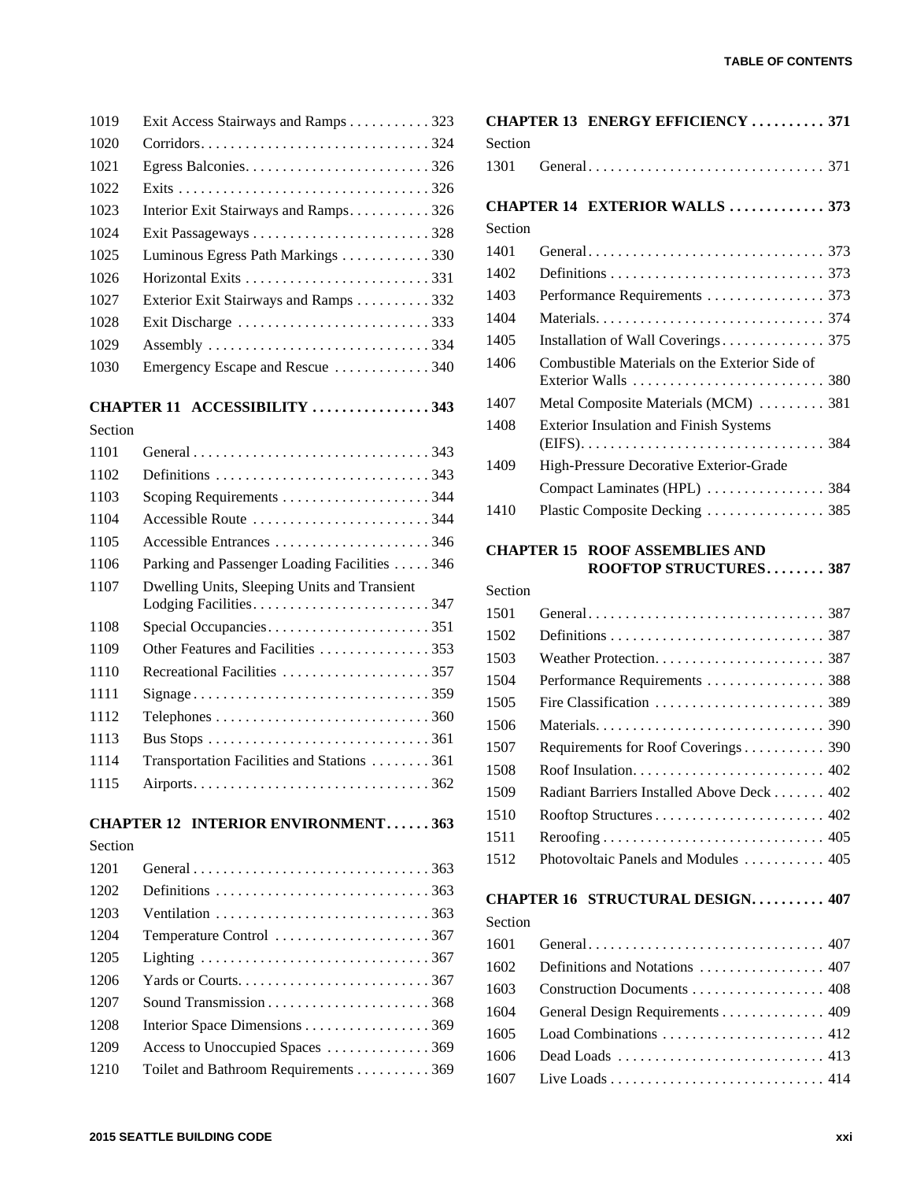| | | |
|---|---|---|
| 1019 | Exit Access Stairways and Ramps | 323 |
| 1020 | Corridors | 324 |
| 1021 | Egress Balconies | 326 |
| 1022 | Exits | 326 |
| 1023 | Interior Exit Stairways and Ramps | 326 |
| 1024 | Exit Passageways | 328 |
| 1025 | Luminous Egress Path Markings | 330 |
| 1026 | Horizontal Exits | 331 |
| 1027 | Exterior Exit Stairways and Ramps | 332 |
| 1028 | Exit Discharge | 333 |
| 1029 | Assembly | 334 |
| 1030 | Emergency Escape and Rescue | 340 |

**CHAPTER 11 ACCESSIBILITY . . . . . . . . . . . . . . . . 343**

| Section | | |
|---|---|---|
| 1101 | General | 343 |
| 1102 | Definitions | 343 |
| 1103 | Scoping Requirements | 344 |
| 1104 | Accessible Route | 344 |
| 1105 | Accessible Entrances | 346 |
| 1106 | Parking and Passenger Loading Facilities | 346 |
| 1107 | Dwelling Units, Sleeping Units and Transient Lodging Facilities | 347 |
| 1108 | Special Occupancies | 351 |
| 1109 | Other Features and Facilities | 353 |
| 1110 | Recreational Facilities | 357 |
| 1111 | Signage | 359 |
| 1112 | Telephones | 360 |
| 1113 | Bus Stops | 361 |
| 1114 | Transportation Facilities and Stations | 361 |
| 1115 | Airports | 362 |

**CHAPTER 12 INTERIOR ENVIRONMENT . . . . . . 363**

| Section | | |
|---|---|---|
| 1201 | General | 363 |
| 1202 | Definitions | 363 |
| 1203 | Ventilation | 363 |
| 1204 | Temperature Control | 367 |
| 1205 | Lighting | 367 |
| 1206 | Yards or Courts | 367 |
| 1207 | Sound Transmission | 368 |
| 1208 | Interior Space Dimensions | 369 |
| 1209 | Access to Unoccupied Spaces | 369 |
| 1210 | Toilet and Bathroom Requirements | 369 |

**CHAPTER 13 ENERGY EFFICIENCY . . . . . . . . . . 371**

| Section | | |
|---|---|---|
| 1301 | General | 371 |

**CHAPTER 14 EXTERIOR WALLS . . . . . . . . . . . . . 373**

| Section | | |
|---|---|---|
| 1401 | General | 373 |
| 1402 | Definitions | 373 |
| 1403 | Performance Requirements | 373 |
| 1404 | Materials | 374 |
| 1405 | Installation of Wall Coverings | 375 |
| 1406 | Combustible Materials on the Exterior Side of Exterior Walls | 380 |
| 1407 | Metal Composite Materials (MCM) | 381 |
| 1408 | Exterior Insulation and Finish Systems (EIFS) | 384 |
| 1409 | High-Pressure Decorative Exterior-Grade Compact Laminates (HPL) | 384 |
| 1410 | Plastic Composite Decking | 385 |

**CHAPTER 15 ROOF ASSEMBLIES AND ROOFTOP STRUCTURES . . . . . . . . 387**

| Section | | |
|---|---|---|
| 1501 | General | 387 |
| 1502 | Definitions | 387 |
| 1503 | Weather Protection | 387 |
| 1504 | Performance Requirements | 388 |
| 1505 | Fire Classification | 389 |
| 1506 | Materials | 390 |
| 1507 | Requirements for Roof Coverings | 390 |
| 1508 | Roof Insulation | 402 |
| 1509 | Radiant Barriers Installed Above Deck | 402 |
| 1510 | Rooftop Structures | 402 |
| 1511 | Reroofing | 405 |
| 1512 | Photovoltaic Panels and Modules | 405 |

**CHAPTER 16 STRUCTURAL DESIGN . . . . . . . . . . 407**

| Section | | |
|---|---|---|
| 1601 | General | 407 |
| 1602 | Definitions and Notations | 407 |
| 1603 | Construction Documents | 408 |
| 1604 | General Design Requirements | 409 |
| 1605 | Load Combinations | 412 |
| 1606 | Dead Loads | 413 |
| 1607 | Live Loads | 414 |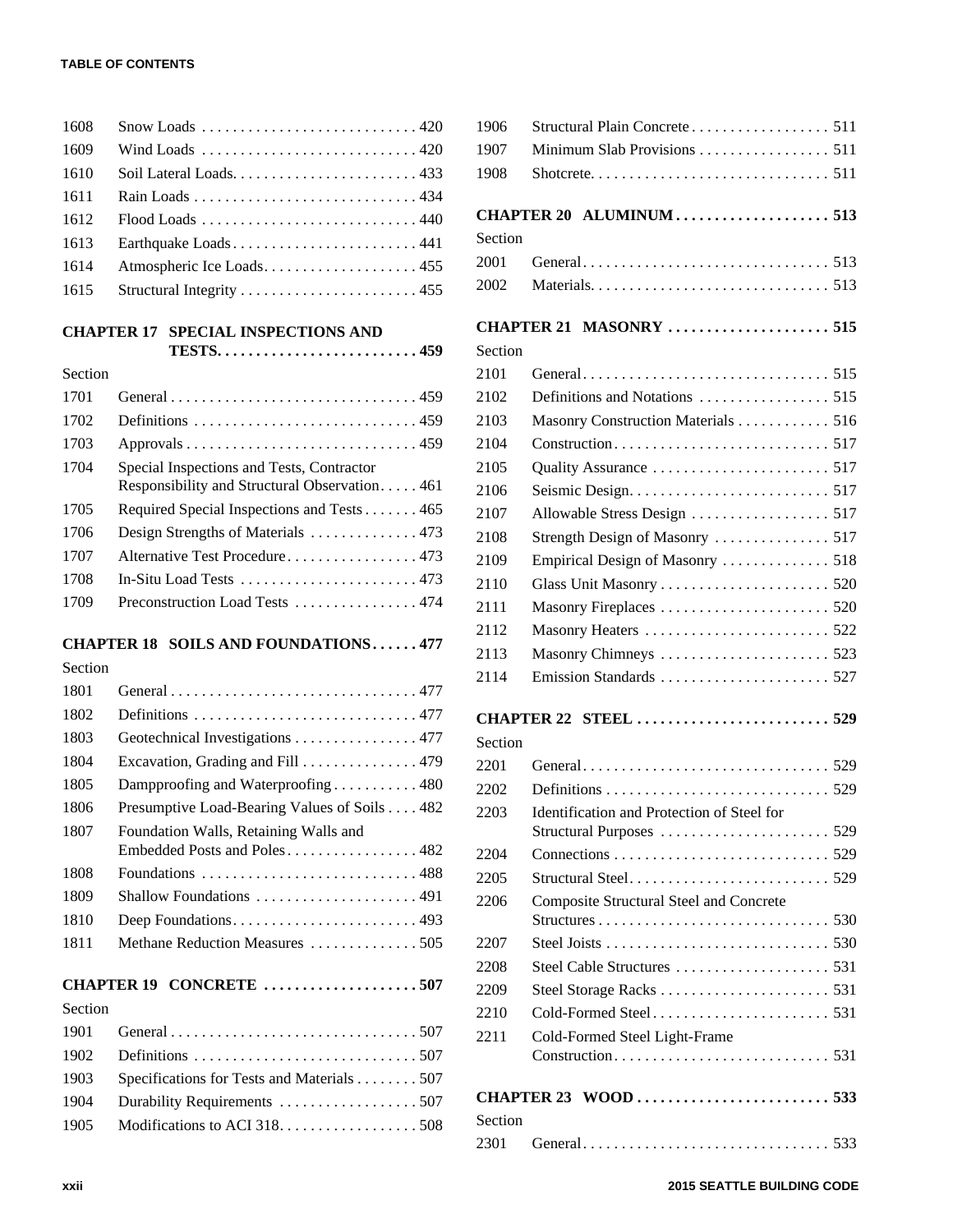1608 Snow Loads . . . . . . . . . . . . . . . . . . . . . . . . . . . 420
1609 Wind Loads . . . . . . . . . . . . . . . . . . . . . . . . . . . 420
1610 Soil Lateral Loads. . . . . . . . . . . . . . . . . . . . . . . 433
1611 Rain Loads . . . . . . . . . . . . . . . . . . . . . . . . . . . 434
1612 Flood Loads . . . . . . . . . . . . . . . . . . . . . . . . . . . 440
1613 Earthquake Loads . . . . . . . . . . . . . . . . . . . . . . . 441
1614 Atmospheric Ice Loads. . . . . . . . . . . . . . . . . . . . 455
1615 Structural Integrity . . . . . . . . . . . . . . . . . . . . . . 455

**CHAPTER 17 SPECIAL INSPECTIONS AND TESTS. . . . . . . . . . . . . . . . . . . . . . . . . 459**

Section
1701 General . . . . . . . . . . . . . . . . . . . . . . . . . . . . . . . 459
1702 Definitions . . . . . . . . . . . . . . . . . . . . . . . . . . . . 459
1703 Approvals . . . . . . . . . . . . . . . . . . . . . . . . . . . . . 459
1704 Special Inspections and Tests, Contractor Responsibility and Structural Observation. . . . . 461
1705 Required Special Inspections and Tests . . . . . . . 465
1706 Design Strengths of Materials . . . . . . . . . . . . . 473
1707 Alternative Test Procedure . . . . . . . . . . . . . . . . 473
1708 In-Situ Load Tests . . . . . . . . . . . . . . . . . . . . . . 473
1709 Preconstruction Load Tests . . . . . . . . . . . . . . . 474

**CHAPTER 18 SOILS AND FOUNDATIONS . . . . . . 477**

Section
1801 General . . . . . . . . . . . . . . . . . . . . . . . . . . . . . . . 477
1802 Definitions . . . . . . . . . . . . . . . . . . . . . . . . . . . . 477
1803 Geotechnical Investigations . . . . . . . . . . . . . . . 477
1804 Excavation, Grading and Fill . . . . . . . . . . . . . . 479
1805 Dampproofing and Waterproofing . . . . . . . . . . . 480
1806 Presumptive Load-Bearing Values of Soils . . . . 482
1807 Foundation Walls, Retaining Walls and Embedded Posts and Poles . . . . . . . . . . . . . . . . 482
1808 Foundations . . . . . . . . . . . . . . . . . . . . . . . . . . . 488
1809 Shallow Foundations . . . . . . . . . . . . . . . . . . . . 491
1810 Deep Foundations. . . . . . . . . . . . . . . . . . . . . . . 493
1811 Methane Reduction Measures . . . . . . . . . . . . . 505

**CHAPTER 19 CONCRETE . . . . . . . . . . . . . . . . . . . . 507**

Section
1901 General . . . . . . . . . . . . . . . . . . . . . . . . . . . . . . . 507
1902 Definitions . . . . . . . . . . . . . . . . . . . . . . . . . . . . 507
1903 Specifications for Tests and Materials . . . . . . . . 507
1904 Durability Requirements . . . . . . . . . . . . . . . . . 507
1905 Modifications to ACI 318. . . . . . . . . . . . . . . . . 508
1906 Structural Plain Concrete . . . . . . . . . . . . . . . . . 511
1907 Minimum Slab Provisions . . . . . . . . . . . . . . . . 511
1908 Shotcrete. . . . . . . . . . . . . . . . . . . . . . . . . . . . . . 511

**CHAPTER 20 ALUMINUM . . . . . . . . . . . . . . . . . . . 513**

Section
2001 General. . . . . . . . . . . . . . . . . . . . . . . . . . . . . . . 513
2002 Materials. . . . . . . . . . . . . . . . . . . . . . . . . . . . . . 513

**CHAPTER 21 MASONRY . . . . . . . . . . . . . . . . . . . . 515**

Section
2101 General. . . . . . . . . . . . . . . . . . . . . . . . . . . . . . . 515
2102 Definitions and Notations . . . . . . . . . . . . . . . . 515
2103 Masonry Construction Materials . . . . . . . . . . . 516
2104 Construction. . . . . . . . . . . . . . . . . . . . . . . . . . . 517
2105 Quality Assurance . . . . . . . . . . . . . . . . . . . . . . 517
2106 Seismic Design. . . . . . . . . . . . . . . . . . . . . . . . . 517
2107 Allowable Stress Design . . . . . . . . . . . . . . . . . 517
2108 Strength Design of Masonry . . . . . . . . . . . . . . 517
2109 Empirical Design of Masonry . . . . . . . . . . . . . 518
2110 Glass Unit Masonry . . . . . . . . . . . . . . . . . . . . . 520
2111 Masonry Fireplaces . . . . . . . . . . . . . . . . . . . . . 520
2112 Masonry Heaters . . . . . . . . . . . . . . . . . . . . . . . 522
2113 Masonry Chimneys . . . . . . . . . . . . . . . . . . . . . 523
2114 Emission Standards . . . . . . . . . . . . . . . . . . . . . 527

**CHAPTER 22 STEEL . . . . . . . . . . . . . . . . . . . . . . . . 529**

Section
2201 General. . . . . . . . . . . . . . . . . . . . . . . . . . . . . . . 529
2202 Definitions . . . . . . . . . . . . . . . . . . . . . . . . . . . . 529
2203 Identification and Protection of Steel for Structural Purposes . . . . . . . . . . . . . . . . . . . . . 529
2204 Connections . . . . . . . . . . . . . . . . . . . . . . . . . . . 529
2205 Structural Steel. . . . . . . . . . . . . . . . . . . . . . . . . 529
2206 Composite Structural Steel and Concrete Structures . . . . . . . . . . . . . . . . . . . . . . . . . . . . . 530
2207 Steel Joists . . . . . . . . . . . . . . . . . . . . . . . . . . . . 530
2208 Steel Cable Structures . . . . . . . . . . . . . . . . . . . 531
2209 Steel Storage Racks . . . . . . . . . . . . . . . . . . . . . 531
2210 Cold-Formed Steel . . . . . . . . . . . . . . . . . . . . . . 531
2211 Cold-Formed Steel Light-Frame Construction. . . . . . . . . . . . . . . . . . . . . . . . . . . 531

**CHAPTER 23 WOOD . . . . . . . . . . . . . . . . . . . . . . . . 533**

Section
2301 General. . . . . . . . . . . . . . . . . . . . . . . . . . . . . . . 533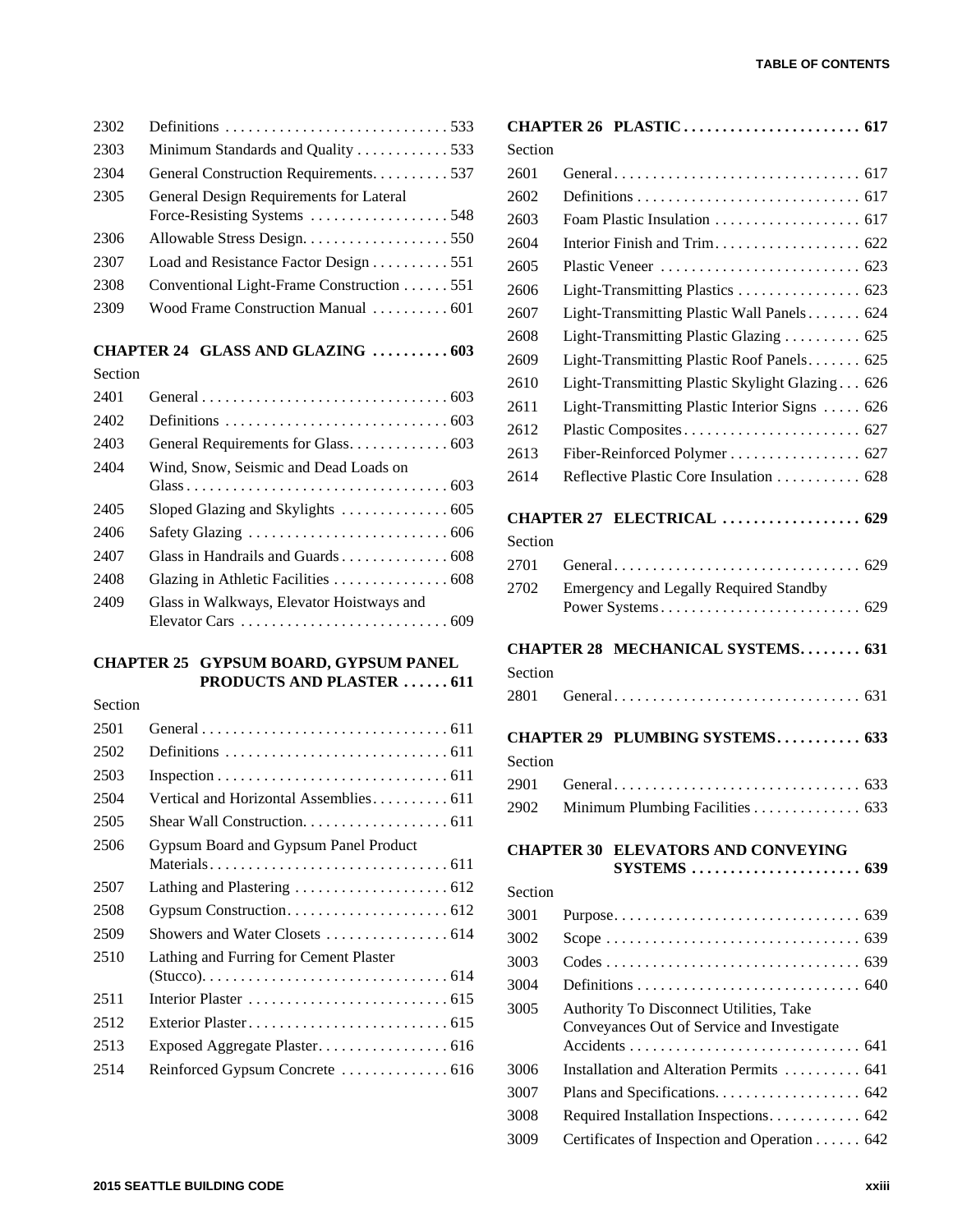| | | |
|---|---|---|
| 2302 | Definitions | 533 |
| 2303 | Minimum Standards and Quality | 533 |
| 2304 | General Construction Requirements | 537 |
| 2305 | General Design Requirements for Lateral Force-Resisting Systems | 548 |
| 2306 | Allowable Stress Design | 550 |
| 2307 | Load and Resistance Factor Design | 551 |
| 2308 | Conventional Light-Frame Construction | 551 |
| 2309 | Wood Frame Construction Manual | 601 |

**CHAPTER 24 GLASS AND GLAZING . . . . . . . . . . 603**

| Section | | |
|---|---|---|
| 2401 | General | 603 |
| 2402 | Definitions | 603 |
| 2403 | General Requirements for Glass | 603 |
| 2404 | Wind, Snow, Seismic and Dead Loads on Glass | 603 |
| 2405 | Sloped Glazing and Skylights | 605 |
| 2406 | Safety Glazing | 606 |
| 2407 | Glass in Handrails and Guards | 608 |
| 2408 | Glazing in Athletic Facilities | 608 |
| 2409 | Glass in Walkways, Elevator Hoistways and Elevator Cars | 609 |

**CHAPTER 25 GYPSUM BOARD, GYPSUM PANEL PRODUCTS AND PLASTER . . . . . . 611**

| Section | | |
|---|---|---|
| 2501 | General | 611 |
| 2502 | Definitions | 611 |
| 2503 | Inspection | 611 |
| 2504 | Vertical and Horizontal Assemblies | 611 |
| 2505 | Shear Wall Construction | 611 |
| 2506 | Gypsum Board and Gypsum Panel Product Materials | 611 |
| 2507 | Lathing and Plastering | 612 |
| 2508 | Gypsum Construction | 612 |
| 2509 | Showers and Water Closets | 614 |
| 2510 | Lathing and Furring for Cement Plaster (Stucco) | 614 |
| 2511 | Interior Plaster | 615 |
| 2512 | Exterior Plaster | 615 |
| 2513 | Exposed Aggregate Plaster | 616 |
| 2514 | Reinforced Gypsum Concrete | 616 |

**CHAPTER 26 PLASTIC . . . . . . . . . . . . . . . . . . . . . . 617**

| Section | | |
|---|---|---|
| 2601 | General | 617 |
| 2602 | Definitions | 617 |
| 2603 | Foam Plastic Insulation | 617 |
| 2604 | Interior Finish and Trim | 622 |
| 2605 | Plastic Veneer | 623 |
| 2606 | Light-Transmitting Plastics | 623 |
| 2607 | Light-Transmitting Plastic Wall Panels | 624 |
| 2608 | Light-Transmitting Plastic Glazing | 625 |
| 2609 | Light-Transmitting Plastic Roof Panels | 625 |
| 2610 | Light-Transmitting Plastic Skylight Glazing | 626 |
| 2611 | Light-Transmitting Plastic Interior Signs | 626 |
| 2612 | Plastic Composites | 627 |
| 2613 | Fiber-Reinforced Polymer | 627 |
| 2614 | Reflective Plastic Core Insulation | 628 |

**CHAPTER 27 ELECTRICAL . . . . . . . . . . . . . . . . . 629**

| Section | | |
|---|---|---|
| 2701 | General | 629 |
| 2702 | Emergency and Legally Required Standby Power Systems | 629 |

**CHAPTER 28 MECHANICAL SYSTEMS . . . . . . . . 631**

| Section | | |
|---|---|---|
| 2801 | General | 631 |

**CHAPTER 29 PLUMBING SYSTEMS . . . . . . . . . . . 633**

| Section | | |
|---|---|---|
| 2901 | General | 633 |
| 2902 | Minimum Plumbing Facilities | 633 |

**CHAPTER 30 ELEVATORS AND CONVEYING SYSTEMS . . . . . . . . . . . . . . . . . . . . . 639**

| Section | | |
|---|---|---|
| 3001 | Purpose | 639 |
| 3002 | Scope | 639 |
| 3003 | Codes | 639 |
| 3004 | Definitions | 640 |
| 3005 | Authority To Disconnect Utilities, Take Conveyances Out of Service and Investigate Accidents | 641 |
| 3006 | Installation and Alteration Permits | 641 |
| 3007 | Plans and Specifications | 642 |
| 3008 | Required Installation Inspections | 642 |
| 3009 | Certificates of Inspection and Operation | 642 |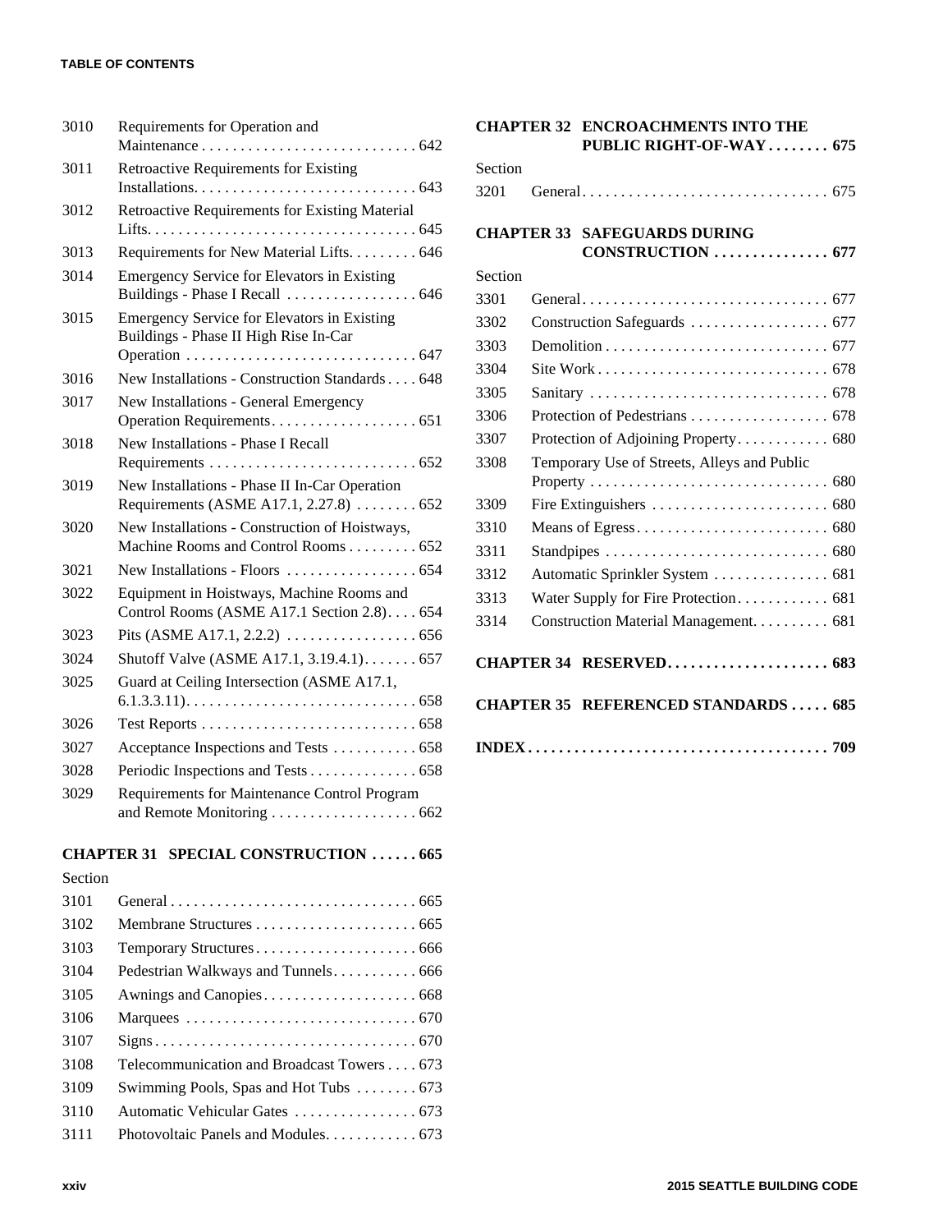| | | |
|---|---|---|
| 3010 | Requirements for Operation and Maintenance | 642 |
| 3011 | Retroactive Requirements for Existing Installations | 643 |
| 3012 | Retroactive Requirements for Existing Material Lifts | 645 |
| 3013 | Requirements for New Material Lifts | 646 |
| 3014 | Emergency Service for Elevators in Existing Buildings - Phase I Recall | 646 |
| 3015 | Emergency Service for Elevators in Existing Buildings - Phase II High Rise In-Car Operation | 647 |
| 3016 | New Installations - Construction Standards | 648 |
| 3017 | New Installations - General Emergency Operation Requirements | 651 |
| 3018 | New Installations - Phase I Recall Requirements | 652 |
| 3019 | New Installations - Phase II In-Car Operation Requirements (ASME A17.1, 2.27.8) | 652 |
| 3020 | New Installations - Construction of Hoistways, Machine Rooms and Control Rooms | 652 |
| 3021 | New Installations - Floors | 654 |
| 3022 | Equipment in Hoistways, Machine Rooms and Control Rooms (ASME A17.1 Section 2.8) | 654 |
| 3023 | Pits (ASME A17.1, 2.2.2) | 656 |
| 3024 | Shutoff Valve (ASME A17.1, 3.19.4.1) | 657 |
| 3025 | Guard at Ceiling Intersection (ASME A17.1, 6.1.3.3.11) | 658 |
| 3026 | Test Reports | 658 |
| 3027 | Acceptance Inspections and Tests | 658 |
| 3028 | Periodic Inspections and Tests | 658 |
| 3029 | Requirements for Maintenance Control Program and Remote Monitoring | 662 |

## CHAPTER 31 SPECIAL CONSTRUCTION . . . . . . 665

| Section | | |
|---|---|---|
| 3101 | General | 665 |
| 3102 | Membrane Structures | 665 |
| 3103 | Temporary Structures | 666 |
| 3104 | Pedestrian Walkways and Tunnels | 666 |
| 3105 | Awnings and Canopies | 668 |
| 3106 | Marquees | 670 |
| 3107 | Signs | 670 |
| 3108 | Telecommunication and Broadcast Towers | 673 |
| 3109 | Swimming Pools, Spas and Hot Tubs | 673 |
| 3110 | Automatic Vehicular Gates | 673 |
| 3111 | Photovoltaic Panels and Modules | 673 |

## CHAPTER 32 ENCROACHMENTS INTO THE PUBLIC RIGHT-OF-WAY . . . . . . . . 675

| Section | | |
|---|---|---|
| 3201 | General | 675 |

## CHAPTER 33 SAFEGUARDS DURING CONSTRUCTION . . . . . . . . . . . . . . . 677

| Section | | |
|---|---|---|
| 3301 | General | 677 |
| 3302 | Construction Safeguards | 677 |
| 3303 | Demolition | 677 |
| 3304 | Site Work | 678 |
| 3305 | Sanitary | 678 |
| 3306 | Protection of Pedestrians | 678 |
| 3307 | Protection of Adjoining Property | 680 |
| 3308 | Temporary Use of Streets, Alleys and Public Property | 680 |
| 3309 | Fire Extinguishers | 680 |
| 3310 | Means of Egress | 680 |
| 3311 | Standpipes | 680 |
| 3312 | Automatic Sprinkler System | 681 |
| 3313 | Water Supply for Fire Protection | 681 |
| 3314 | Construction Material Management | 681 |

## CHAPTER 34 RESERVED . . . . . . . . . . . . . . . . . . . . . 683

## CHAPTER 35 REFERENCED STANDARDS . . . . . 685

## INDEX . . . . . . . . . . . . . . . . . . . . . . . . . . . . . . . . . . . . . . 709